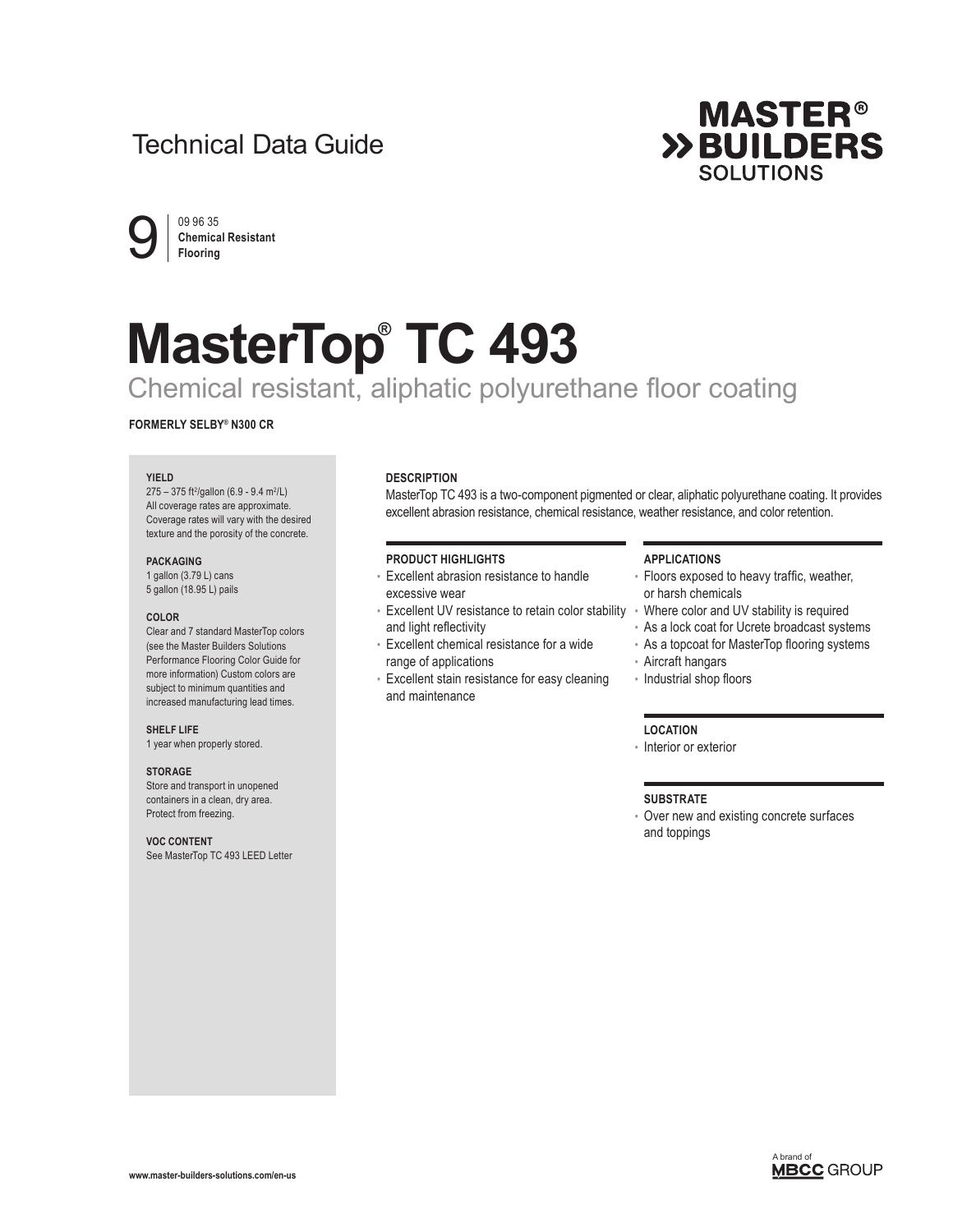Technical Data Guide

MASTER® BUILDERS SOLUTIONS

9 | 09 96 35 **Chemical Resistant Flooring**

# MasterTop® TC 493

## Chemical resistant, aliphatic polyurethane floor coating

**FORMERLY SELBY® N300 CR**

**YIELD**
275 – 375 ft²/gallon (6.9 - 9.4 m²/L)
All coverage rates are approximate. Coverage rates will vary with the desired texture and the porosity of the concrete.

**PACKAGING**
1 gallon (3.79 L) cans
5 gallon (18.95 L) pails

**COLOR**
Clear and 7 standard MasterTop colors (see the Master Builders Solutions Performance Flooring Color Guide for more information) Custom colors are subject to minimum quantities and increased manufacturing lead times.

**SHELF LIFE**
1 year when properly stored.

**STORAGE**
Store and transport in unopened containers in a clean, dry area. Protect from freezing.

**VOC CONTENT**
See MasterTop TC 493 LEED Letter

### DESCRIPTION

MasterTop TC 493 is a two-component pigmented or clear, aliphatic polyurethane coating. It provides excellent abrasion resistance, chemical resistance, weather resistance, and color retention.

### PRODUCT HIGHLIGHTS

- Excellent abrasion resistance to handle excessive wear
- Excellent UV resistance to retain color stability and light reflectivity
- Excellent chemical resistance for a wide range of applications
- Excellent stain resistance for easy cleaning and maintenance

### APPLICATIONS

- Floors exposed to heavy traffic, weather, or harsh chemicals
- Where color and UV stability is required
- As a lock coat for Ucrete broadcast systems
- As a topcoat for MasterTop flooring systems
- Aircraft hangars
- Industrial shop floors

### LOCATION

- Interior or exterior

### SUBSTRATE

- Over new and existing concrete surfaces and toppings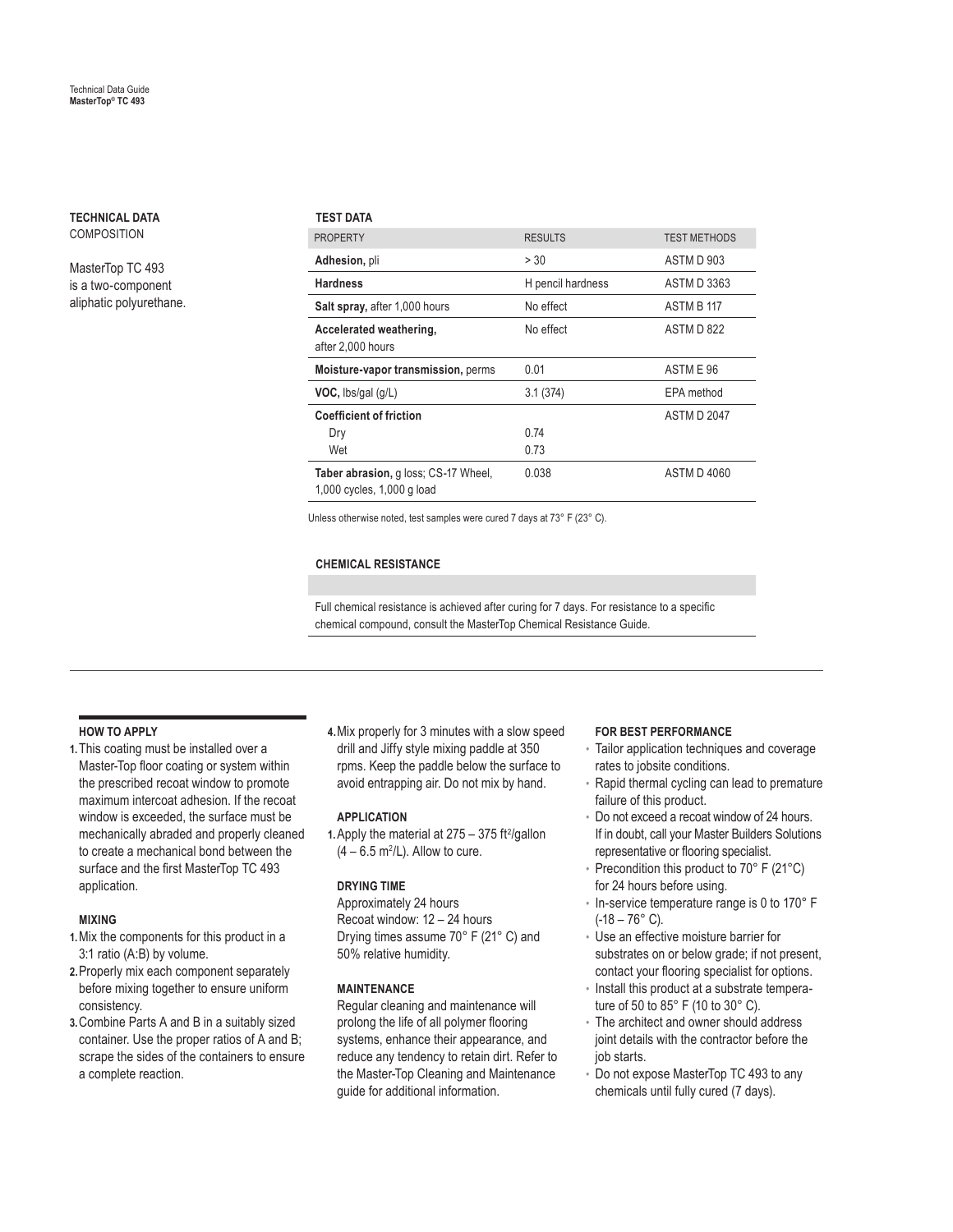## TECHNICAL DATA

COMPOSITION

MasterTop TC 493 is a two-component aliphatic polyurethane.

### TEST DATA

| PROPERTY | RESULTS | TEST METHODS |
|---|---|---|
| **Adhesion,** pli | > 30 | ASTM D 903 |
| **Hardness** | H pencil hardness | ASTM D 3363 |
| **Salt spray,** after 1,000 hours | No effect | ASTM B 117 |
| **Accelerated weathering,** after 2,000 hours | No effect | ASTM D 822 |
| **Moisture-vapor transmission,** perms | 0.01 | ASTM E 96 |
| **VOC,** lbs/gal (g/L) | 3.1 (374) | EPA method |
| **Coefficient of friction** | | ASTM D 2047 |
| Dry | 0.74 | |
| Wet | 0.73 | |
| **Taber abrasion,** g loss; CS-17 Wheel, 1,000 cycles, 1,000 g load | 0.038 | ASTM D 4060 |

Unless otherwise noted, test samples were cured 7 days at 73° F (23° C).

### CHEMICAL RESISTANCE

Full chemical resistance is achieved after curing for 7 days. For resistance to a specific chemical compound, consult the MasterTop Chemical Resistance Guide.

## HOW TO APPLY

1. This coating must be installed over a Master-Top floor coating or system within the prescribed recoat window to promote maximum intercoat adhesion. If the recoat window is exceeded, the surface must be mechanically abraded and properly cleaned to create a mechanical bond between the surface and the first MasterTop TC 493 application.

### MIXING

1. Mix the components for this product in a 3:1 ratio (A:B) by volume.
2. Properly mix each component separately before mixing together to ensure uniform consistency.
3. Combine Parts A and B in a suitably sized container. Use the proper ratios of A and B; scrape the sides of the containers to ensure a complete reaction.
4. Mix properly for 3 minutes with a slow speed drill and Jiffy style mixing paddle at 350 rpms. Keep the paddle below the surface to avoid entrapping air. Do not mix by hand.

### APPLICATION

1. Apply the material at 275 – 375 ft$^2$/gallon (4 – 6.5 m$^2$/L). Allow to cure.

### DRYING TIME

Approximately 24 hours
Recoat window: 12 – 24 hours
Drying times assume 70° F (21° C) and 50% relative humidity.

### MAINTENANCE

Regular cleaning and maintenance will prolong the life of all polymer flooring systems, enhance their appearance, and reduce any tendency to retain dirt. Refer to the Master-Top Cleaning and Maintenance guide for additional information.

### FOR BEST PERFORMANCE

- Tailor application techniques and coverage rates to jobsite conditions.
- Rapid thermal cycling can lead to premature failure of this product.
- Do not exceed a recoat window of 24 hours. If in doubt, call your Master Builders Solutions representative or flooring specialist.
- Precondition this product to 70° F (21°C) for 24 hours before using.
- In-service temperature range is 0 to 170° F (-18 – 76° C).
- Use an effective moisture barrier for substrates on or below grade; if not present, contact your flooring specialist for options.
- Install this product at a substrate temperature of 50 to 85° F (10 to 30° C).
- The architect and owner should address joint details with the contractor before the job starts.
- Do not expose MasterTop TC 493 to any chemicals until fully cured (7 days).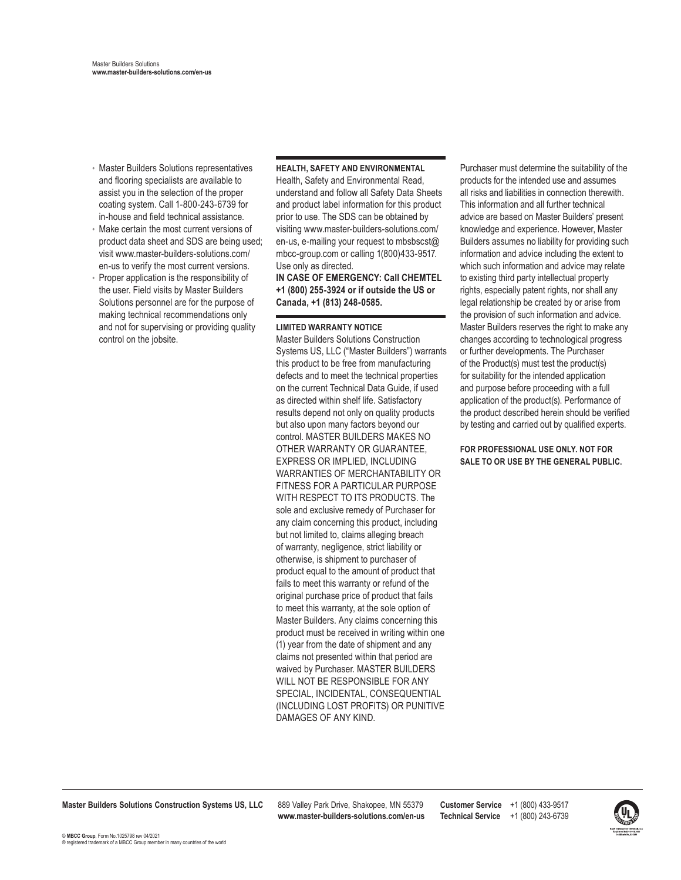- Master Builders Solutions representatives and flooring specialists are available to assist you in the selection of the proper coating system. Call 1-800-243-6739 for in-house and field technical assistance.
- Make certain the most current versions of product data sheet and SDS are being used; visit www.master-builders-solutions.com/en-us to verify the most current versions.
- Proper application is the responsibility of the user. Field visits by Master Builders Solutions personnel are for the purpose of making technical recommendations only and not for supervising or providing quality control on the jobsite.

## HEALTH, SAFETY AND ENVIRONMENTAL

Health, Safety and Environmental Read, understand and follow all Safety Data Sheets and product label information for this product prior to use. The SDS can be obtained by visiting www.master-builders-solutions.com/en-us, e-mailing your request to mbsbscst@mbcc-group.com or calling 1(800)433-9517. Use only as directed.

**IN CASE OF EMERGENCY: Call CHEMTEL +1 (800) 255-3924 or if outside the US or Canada, +1 (813) 248-0585.**

## LIMITED WARRANTY NOTICE

Master Builders Solutions Construction Systems US, LLC ("Master Builders") warrants this product to be free from manufacturing defects and to meet the technical properties on the current Technical Data Guide, if used as directed within shelf life. Satisfactory results depend not only on quality products but also upon many factors beyond our control. MASTER BUILDERS MAKES NO OTHER WARRANTY OR GUARANTEE, EXPRESS OR IMPLIED, INCLUDING WARRANTIES OF MERCHANTABILITY OR FITNESS FOR A PARTICULAR PURPOSE WITH RESPECT TO ITS PRODUCTS. The sole and exclusive remedy of Purchaser for any claim concerning this product, including but not limited to, claims alleging breach of warranty, negligence, strict liability or otherwise, is shipment to purchaser of product equal to the amount of product that fails to meet this warranty or refund of the original purchase price of product that fails to meet this warranty, at the sole option of Master Builders. Any claims concerning this product must be received in writing within one (1) year from the date of shipment and any claims not presented within that period are waived by Purchaser. MASTER BUILDERS WILL NOT BE RESPONSIBLE FOR ANY SPECIAL, INCIDENTAL, CONSEQUENTIAL (INCLUDING LOST PROFITS) OR PUNITIVE DAMAGES OF ANY KIND.

Purchaser must determine the suitability of the products for the intended use and assumes all risks and liabilities in connection therewith. This information and all further technical advice are based on Master Builders' present knowledge and experience. However, Master Builders assumes no liability for providing such information and advice including the extent to which such information and advice may relate to existing third party intellectual property rights, especially patent rights, nor shall any legal relationship be created by or arise from the provision of such information and advice. Master Builders reserves the right to make any changes according to technological progress or further developments. The Purchaser of the Product(s) must test the product(s) for suitability for the intended application and purpose before proceeding with a full application of the product(s). Performance of the product described herein should be verified by testing and carried out by qualified experts.

**FOR PROFESSIONAL USE ONLY. NOT FOR SALE TO OR USE BY THE GENERAL PUBLIC.**

**Master Builders Solutions Construction Systems US, LLC** 889 Valley Park Drive, Shakopee, MN 55379 **www.master-builders-solutions.com/en-us**

**Customer Service** +1 (800) 433-9517
**Technical Service** +1 (800) 243-6739

© **MBCC Group**, Form No.1025798 rev 04/2021
® registered trademark of a MBCC Group member in many countries of the world